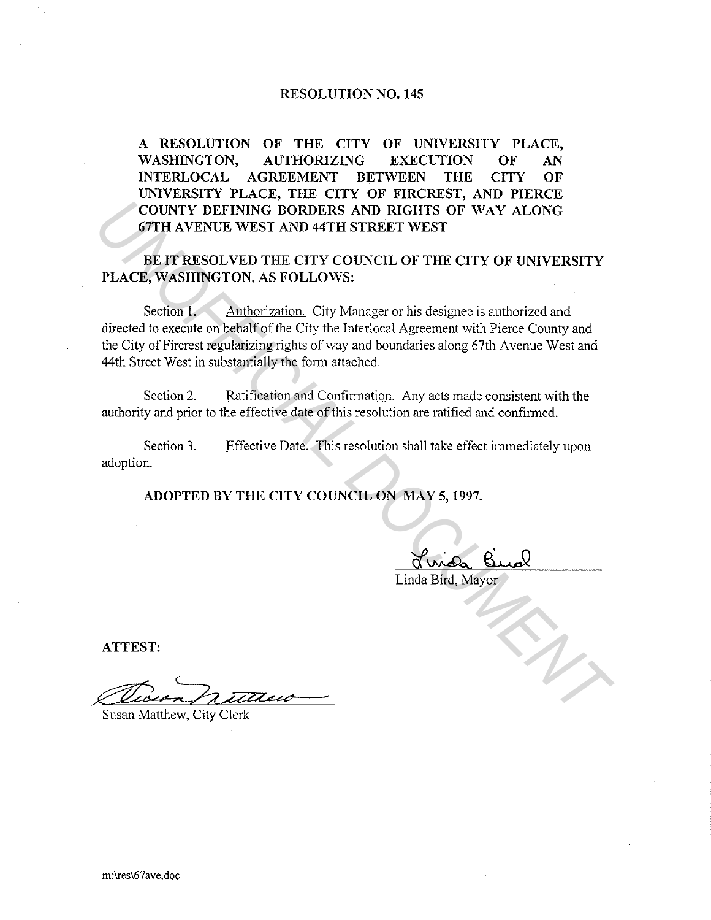# RESOLUTION NO. 145

**A RESOLUTION OF THE CITY OF UNIVERSITY PLACE, WASHINGTON, AUTHORIZING EXECUTION OF AN INTERLOCAL AGREEMENT BETWEEN THE CITY OF UNIVERSITY PLACE, THE CITY OF FIRCREST, AND PIERCE COUNTY DEFINING BORDERS AND RIGHTS OF WAY ALONG 67TH AVENUE WEST AND 44TH STREET WEST**

**BE IT RESOLVED THE CITY COUNCIL OF THE CITY OF UNIVERSITY PLACE, WASHINGTON, AS FOLLOWS:**

Section 1. Authorization. City Manager or his designee is authorized and directed to execute on behalf of the City the Interlocal Agreement with Pierce County and the City of Fircrest regularizing rights of way and boundaries along 67th Avenue West and 44th Street West in substantially the form attached.

Section 2. Ratification and Confirmation. Any acts made consistent with the authority and prior to the effective date of this resolution are ratified and confirmed.

Section 3. Effective Date. This resolution shall take effect immediately upon adoption.

**ADOPTED BY THE CITY COUNCIL ON MAY 5, 1997.**

Linda Bird

Linda Bird, Mayor

**ATTEST:**

Susan Matthew

Susan Matthew, City Clerk

m:\res\67ave.doc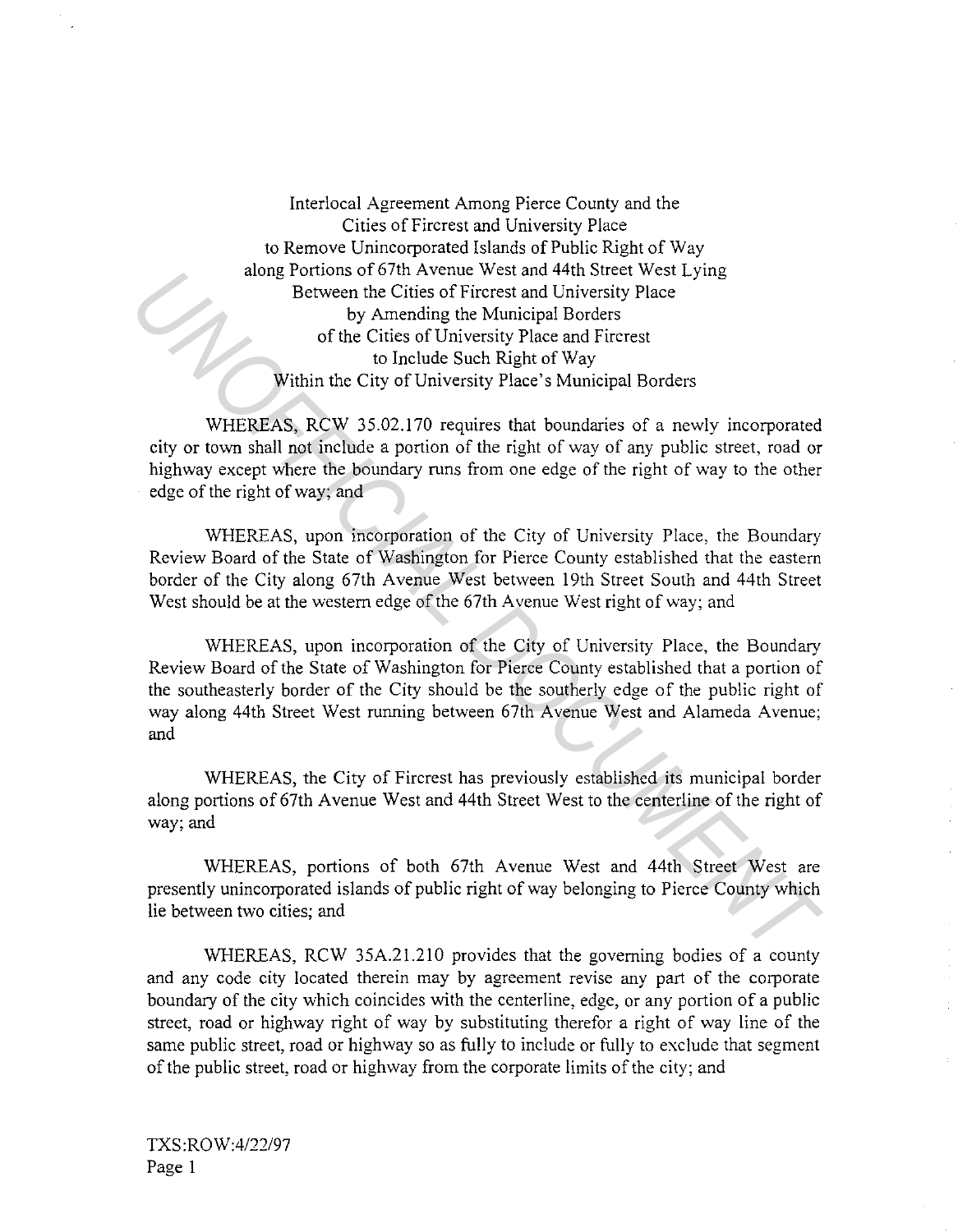Interlocal Agreement Among Pierce County and the
Cities of Fircrest and University Place
to Remove Unincorporated Islands of Public Right of Way
along Portions of 67th Avenue West and 44th Street West Lying
Between the Cities of Fircrest and University Place
by Amending the Municipal Borders
of the Cities of University Place and Fircrest
to Include Such Right of Way
Within the City of University Place's Municipal Borders

WHEREAS, RCW 35.02.170 requires that boundaries of a newly incorporated city or town shall not include a portion of the right of way of any public street, road or highway except where the boundary runs from one edge of the right of way to the other edge of the right of way; and

WHEREAS, upon incorporation of the City of University Place, the Boundary Review Board of the State of Washington for Pierce County established that the eastern border of the City along 67th Avenue West between 19th Street South and 44th Street West should be at the western edge of the 67th Avenue West right of way; and

WHEREAS, upon incorporation of the City of University Place, the Boundary Review Board of the State of Washington for Pierce County established that a portion of the southeasterly border of the City should be the southerly edge of the public right of way along 44th Street West running between 67th Avenue West and Alameda Avenue; and

WHEREAS, the City of Fircrest has previously established its municipal border along portions of 67th Avenue West and 44th Street West to the centerline of the right of way; and

WHEREAS, portions of both 67th Avenue West and 44th Street West are presently unincorporated islands of public right of way belonging to Pierce County which lie between two cities; and

WHEREAS, RCW 35A.21.210 provides that the governing bodies of a county and any code city located therein may by agreement revise any part of the corporate boundary of the city which coincides with the centerline, edge, or any portion of a public street, road or highway right of way by substituting therefor a right of way line of the same public street, road or highway so as fully to include or fully to exclude that segment of the public street, road or highway from the corporate limits of the city; and

TXS:ROW:4/22/97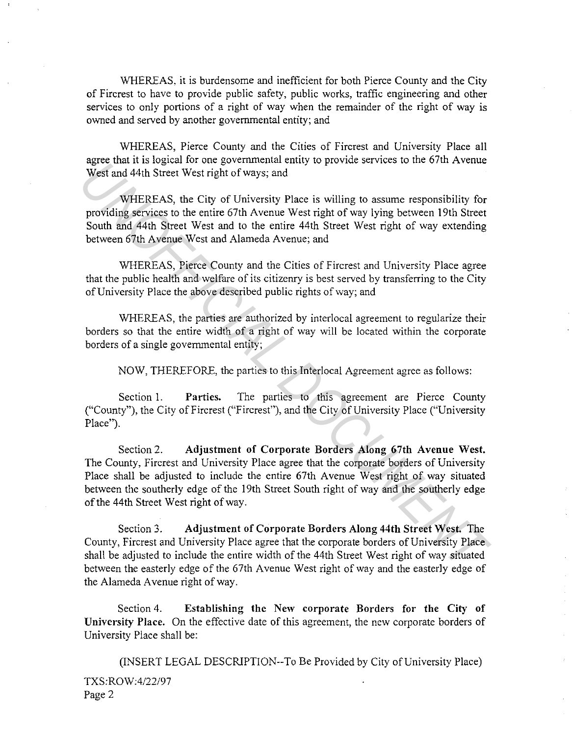WHEREAS, it is burdensome and inefficient for both Pierce County and the City of Fircrest to have to provide public safety, public works, traffic engineering and other services to only portions of a right of way when the remainder of the right of way is owned and served by another governmental entity; and

WHEREAS, Pierce County and the Cities of Fircrest and University Place all agree that it is logical for one governmental entity to provide services to the 67th Avenue West and 44th Street West right of ways; and

WHEREAS, the City of University Place is willing to assume responsibility for providing services to the entire 67th Avenue West right of way lying between 19th Street South and 44th Street West and to the entire 44th Street West right of way extending between 67th Avenue West and Alameda Avenue; and

WHEREAS, Pierce County and the Cities of Fircrest and University Place agree that the public health and welfare of its citizenry is best served by transferring to the City of University Place the above described public rights of way; and

WHEREAS, the parties are authorized by interlocal agreement to regularize their borders so that the entire width of a right of way will be located within the corporate borders of a single governmental entity;

NOW, THEREFORE, the parties to this Interlocal Agreement agree as follows:

Section 1. **Parties.** The parties to this agreement are Pierce County ("County"), the City of Fircrest ("Fircrest"), and the City of University Place ("University Place").

Section 2. **Adjustment of Corporate Borders Along 67th Avenue West.** The County, Fircrest and University Place agree that the corporate borders of University Place shall be adjusted to include the entire 67th Avenue West right of way situated between the southerly edge of the 19th Street South right of way and the southerly edge of the 44th Street West right of way.

Section 3. **Adjustment of Corporate Borders Along 44th Street West.** The County, Fircrest and University Place agree that the corporate borders of University Place shall be adjusted to include the entire width of the 44th Street West right of way situated between the easterly edge of the 67th Avenue West right of way and the easterly edge of the Alameda Avenue right of way.

Section 4. **Establishing the New corporate Borders for the City of University Place.** On the effective date of this agreement, the new corporate borders of University Place shall be:

(INSERT LEGAL DESCRIPTION--To Be Provided by City of University Place)

TXS:ROW:4/22/97
Page 2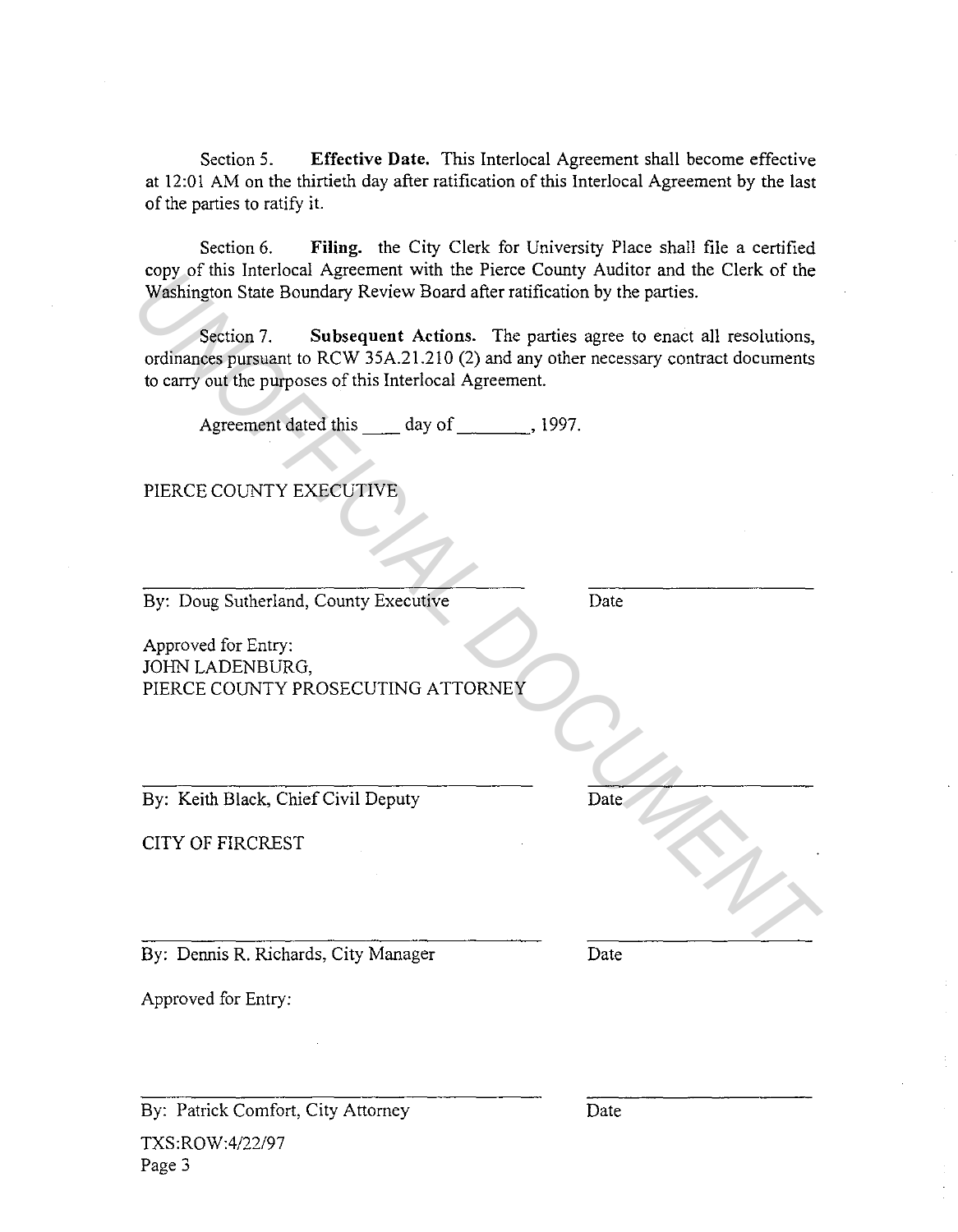Section 5. **Effective Date.** This Interlocal Agreement shall become effective at 12:01 AM on the thirtieth day after ratification of this Interlocal Agreement by the last of the parties to ratify it.

Section 6. **Filing.** the City Clerk for University Place shall file a certified copy of this Interlocal Agreement with the Pierce County Auditor and the Clerk of the Washington State Boundary Review Board after ratification by the parties.

Section 7. **Subsequent Actions.** The parties agree to enact all resolutions, ordinances pursuant to RCW 35A.21.210 (2) and any other necessary contract documents to carry out the purposes of this Interlocal Agreement.

Agreement dated this ____ day of ________, 1997.

PIERCE COUNTY EXECUTIVE

_______________________________ _______________

By: Doug Sutherland, County Executive Date

Approved for Entry:
JOHN LADENBURG,
PIERCE COUNTY PROSECUTING ATTORNEY

_______________________________ _______________

By: Keith Black, Chief Civil Deputy Date

CITY OF FIRCREST

_______________________________ _______________

By: Dennis R. Richards, City Manager Date

Approved for Entry:

_______________________________ _______________

By: Patrick Comfort, City Attorney Date

TXS:ROW:4/22/97
Page 3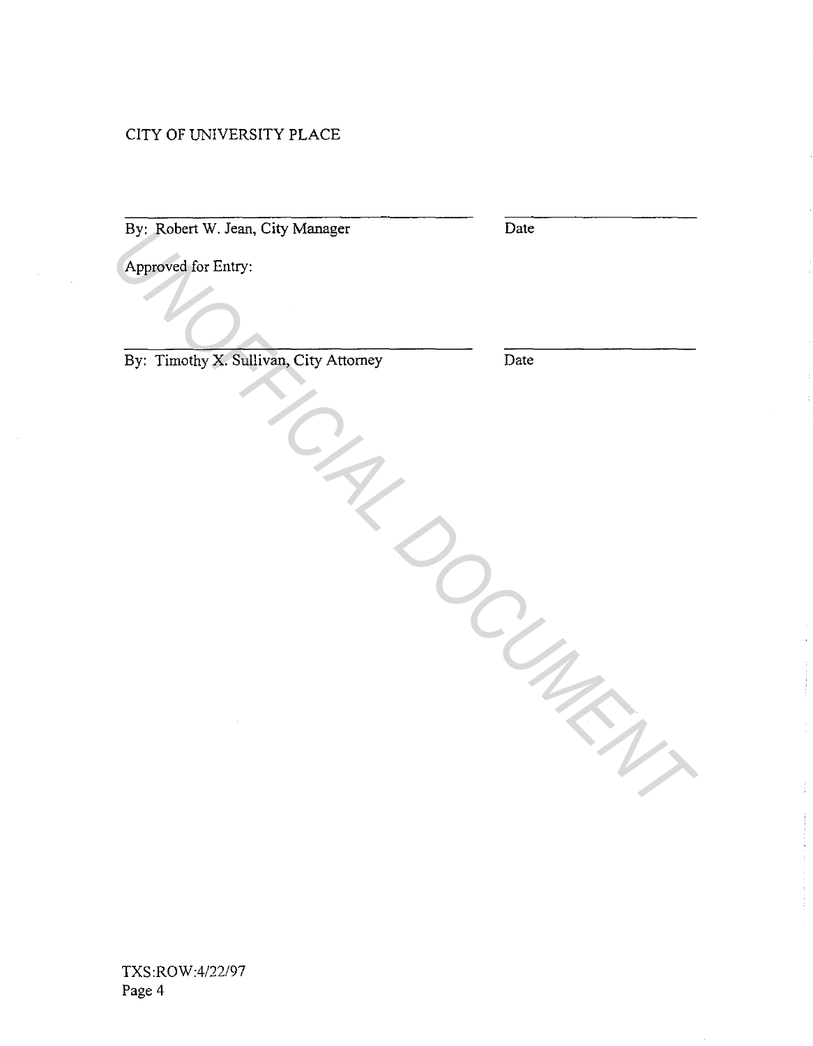CITY OF UNIVERSITY PLACE

\_\_\_\_\_\_\_\_\_\_\_\_\_\_\_\_\_\_\_\_\_\_\_\_\_\_\_\_\_\_\_\_\_\_\_\_\_\_\_\_ \_\_\_\_\_\_\_\_\_\_\_\_\_\_\_\_\_\_\_\_\_\_

By: Robert W. Jean, City Manager Date

Approved for Entry:

\_\_\_\_\_\_\_\_\_\_\_\_\_\_\_\_\_\_\_\_\_\_\_\_\_\_\_\_\_\_\_\_\_\_\_\_\_\_\_\_ \_\_\_\_\_\_\_\_\_\_\_\_\_\_\_\_\_\_\_\_\_\_

By: Timothy X. Sullivan, City Attorney Date

UNOFFICIAL DOCUMENT

TXS:ROW:4/22/97